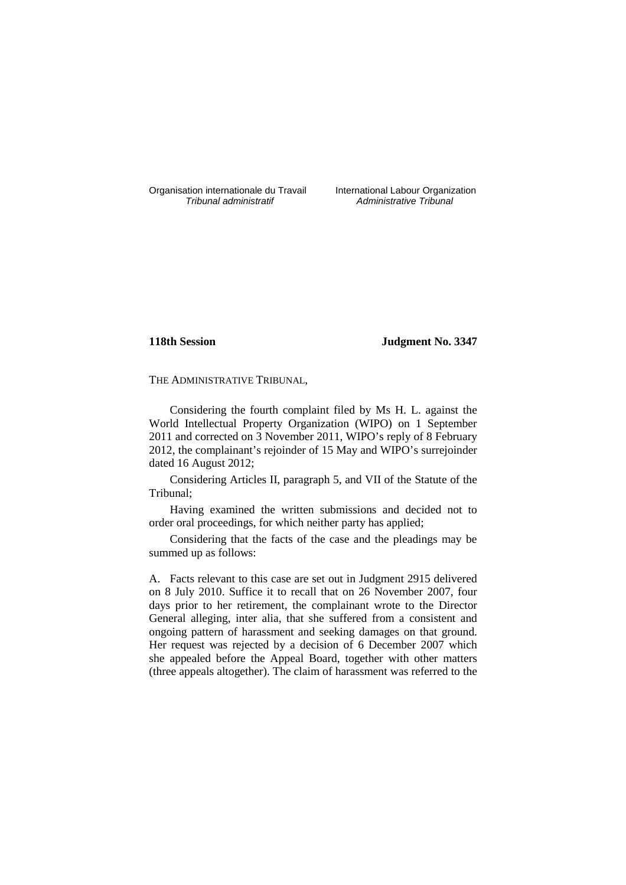Organisation internationale du Travail
*Tribunal administratif*

International Labour Organization
*Administrative Tribunal*

**118th Session** **Judgment No. 3347**

THE ADMINISTRATIVE TRIBUNAL,

Considering the fourth complaint filed by Ms H. L. against the World Intellectual Property Organization (WIPO) on 1 September 2011 and corrected on 3 November 2011, WIPO's reply of 8 February 2012, the complainant's rejoinder of 15 May and WIPO's surrejoinder dated 16 August 2012;

Considering Articles II, paragraph 5, and VII of the Statute of the Tribunal;

Having examined the written submissions and decided not to order oral proceedings, for which neither party has applied;

Considering that the facts of the case and the pleadings may be summed up as follows:

A. Facts relevant to this case are set out in Judgment 2915 delivered on 8 July 2010. Suffice it to recall that on 26 November 2007, four days prior to her retirement, the complainant wrote to the Director General alleging, inter alia, that she suffered from a consistent and ongoing pattern of harassment and seeking damages on that ground. Her request was rejected by a decision of 6 December 2007 which she appealed before the Appeal Board, together with other matters (three appeals altogether). The claim of harassment was referred to the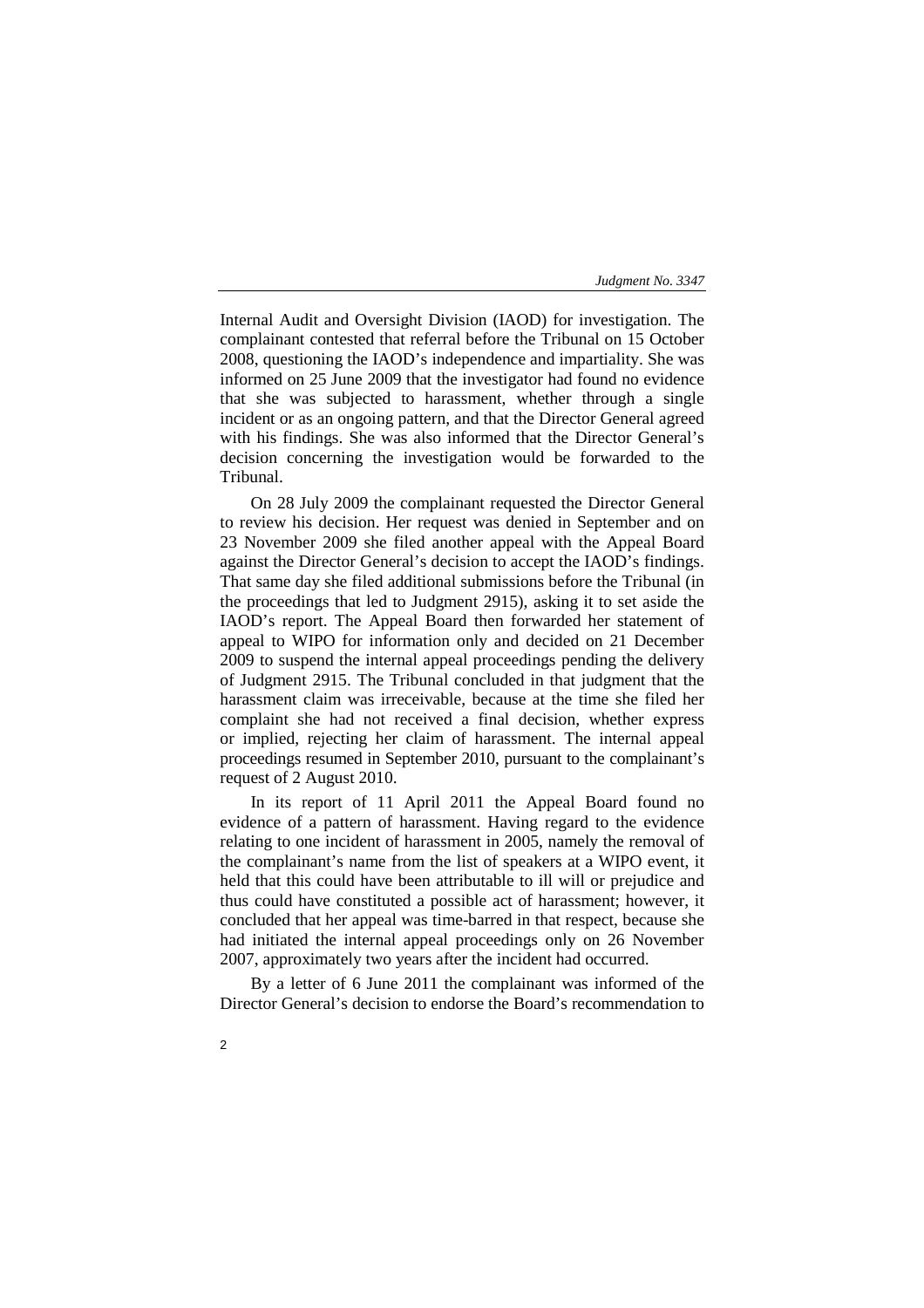Internal Audit and Oversight Division (IAOD) for investigation. The complainant contested that referral before the Tribunal on 15 October 2008, questioning the IAOD's independence and impartiality. She was informed on 25 June 2009 that the investigator had found no evidence that she was subjected to harassment, whether through a single incident or as an ongoing pattern, and that the Director General agreed with his findings. She was also informed that the Director General's decision concerning the investigation would be forwarded to the Tribunal.

On 28 July 2009 the complainant requested the Director General to review his decision. Her request was denied in September and on 23 November 2009 she filed another appeal with the Appeal Board against the Director General's decision to accept the IAOD's findings. That same day she filed additional submissions before the Tribunal (in the proceedings that led to Judgment 2915), asking it to set aside the IAOD's report. The Appeal Board then forwarded her statement of appeal to WIPO for information only and decided on 21 December 2009 to suspend the internal appeal proceedings pending the delivery of Judgment 2915. The Tribunal concluded in that judgment that the harassment claim was irreceivable, because at the time she filed her complaint she had not received a final decision, whether express or implied, rejecting her claim of harassment. The internal appeal proceedings resumed in September 2010, pursuant to the complainant's request of 2 August 2010.

In its report of 11 April 2011 the Appeal Board found no evidence of a pattern of harassment. Having regard to the evidence relating to one incident of harassment in 2005, namely the removal of the complainant's name from the list of speakers at a WIPO event, it held that this could have been attributable to ill will or prejudice and thus could have constituted a possible act of harassment; however, it concluded that her appeal was time-barred in that respect, because she had initiated the internal appeal proceedings only on 26 November 2007, approximately two years after the incident had occurred.

By a letter of 6 June 2011 the complainant was informed of the Director General's decision to endorse the Board's recommendation to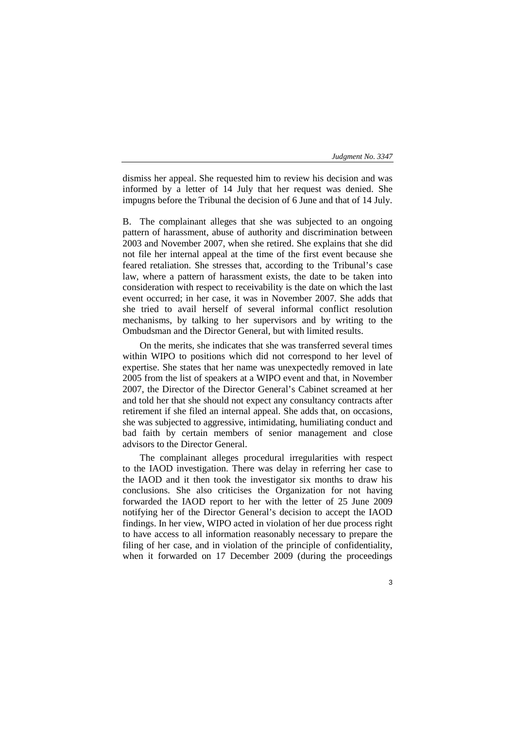dismiss her appeal. She requested him to review his decision and was informed by a letter of 14 July that her request was denied. She impugns before the Tribunal the decision of 6 June and that of 14 July.

B. The complainant alleges that she was subjected to an ongoing pattern of harassment, abuse of authority and discrimination between 2003 and November 2007, when she retired. She explains that she did not file her internal appeal at the time of the first event because she feared retaliation. She stresses that, according to the Tribunal's case law, where a pattern of harassment exists, the date to be taken into consideration with respect to receivability is the date on which the last event occurred; in her case, it was in November 2007. She adds that she tried to avail herself of several informal conflict resolution mechanisms, by talking to her supervisors and by writing to the Ombudsman and the Director General, but with limited results.

On the merits, she indicates that she was transferred several times within WIPO to positions which did not correspond to her level of expertise. She states that her name was unexpectedly removed in late 2005 from the list of speakers at a WIPO event and that, in November 2007, the Director of the Director General's Cabinet screamed at her and told her that she should not expect any consultancy contracts after retirement if she filed an internal appeal. She adds that, on occasions, she was subjected to aggressive, intimidating, humiliating conduct and bad faith by certain members of senior management and close advisors to the Director General.

The complainant alleges procedural irregularities with respect to the IAOD investigation. There was delay in referring her case to the IAOD and it then took the investigator six months to draw his conclusions. She also criticises the Organization for not having forwarded the IAOD report to her with the letter of 25 June 2009 notifying her of the Director General's decision to accept the IAOD findings. In her view, WIPO acted in violation of her due process right to have access to all information reasonably necessary to prepare the filing of her case, and in violation of the principle of confidentiality, when it forwarded on 17 December 2009 (during the proceedings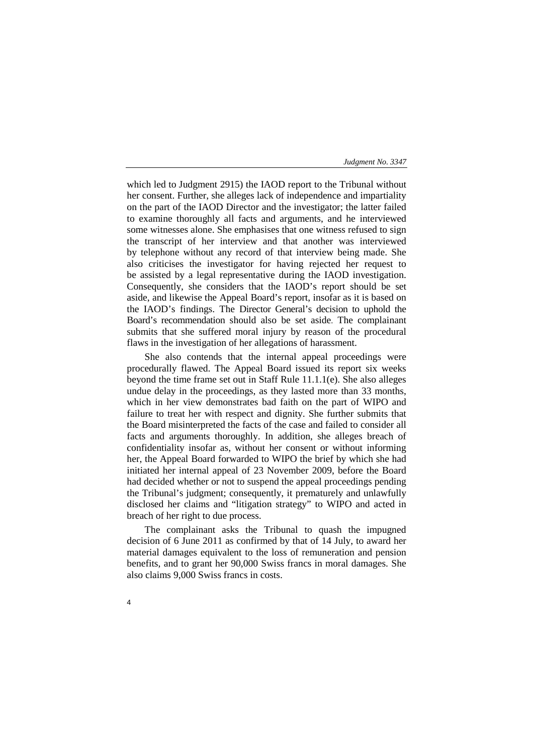which led to Judgment 2915) the IAOD report to the Tribunal without her consent. Further, she alleges lack of independence and impartiality on the part of the IAOD Director and the investigator; the latter failed to examine thoroughly all facts and arguments, and he interviewed some witnesses alone. She emphasises that one witness refused to sign the transcript of her interview and that another was interviewed by telephone without any record of that interview being made. She also criticises the investigator for having rejected her request to be assisted by a legal representative during the IAOD investigation. Consequently, she considers that the IAOD's report should be set aside, and likewise the Appeal Board's report, insofar as it is based on the IAOD's findings. The Director General's decision to uphold the Board's recommendation should also be set aside. The complainant submits that she suffered moral injury by reason of the procedural flaws in the investigation of her allegations of harassment.

She also contends that the internal appeal proceedings were procedurally flawed. The Appeal Board issued its report six weeks beyond the time frame set out in Staff Rule 11.1.1(e). She also alleges undue delay in the proceedings, as they lasted more than 33 months, which in her view demonstrates bad faith on the part of WIPO and failure to treat her with respect and dignity. She further submits that the Board misinterpreted the facts of the case and failed to consider all facts and arguments thoroughly. In addition, she alleges breach of confidentiality insofar as, without her consent or without informing her, the Appeal Board forwarded to WIPO the brief by which she had initiated her internal appeal of 23 November 2009, before the Board had decided whether or not to suspend the appeal proceedings pending the Tribunal's judgment; consequently, it prematurely and unlawfully disclosed her claims and "litigation strategy" to WIPO and acted in breach of her right to due process.

The complainant asks the Tribunal to quash the impugned decision of 6 June 2011 as confirmed by that of 14 July, to award her material damages equivalent to the loss of remuneration and pension benefits, and to grant her 90,000 Swiss francs in moral damages. She also claims 9,000 Swiss francs in costs.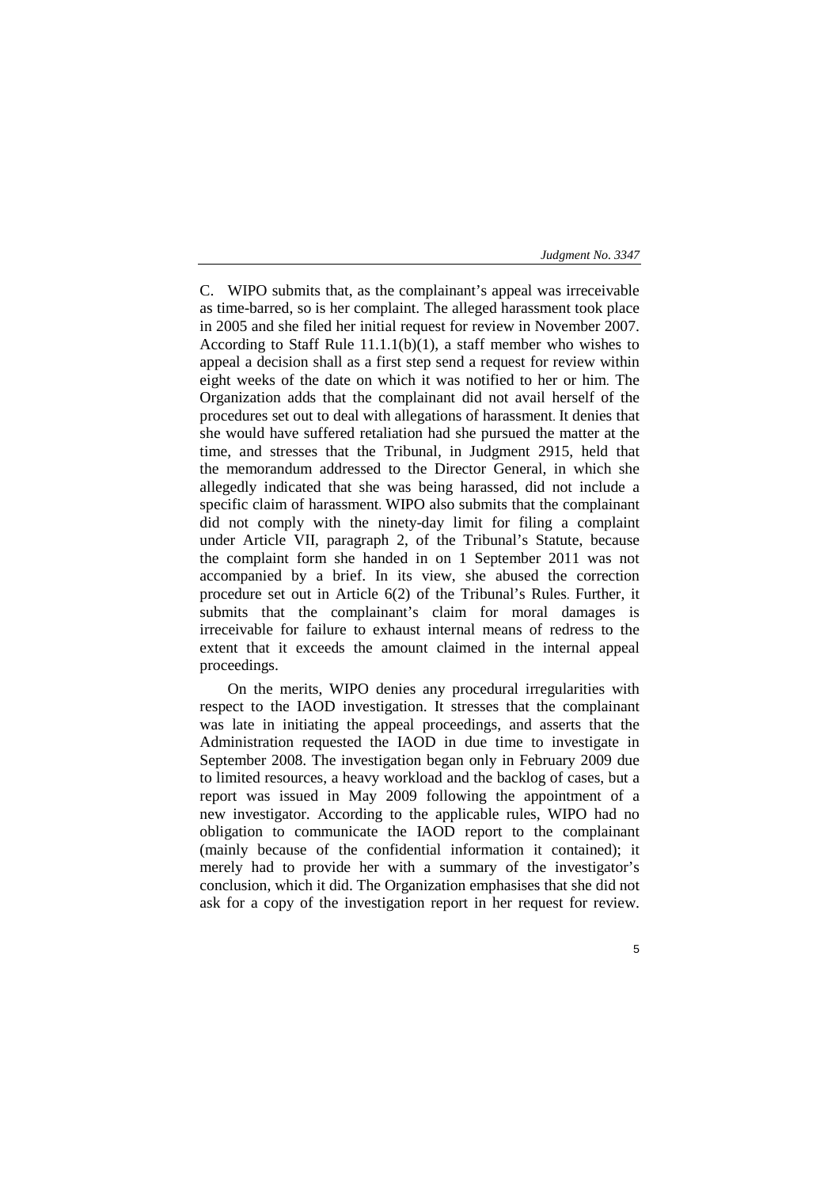C. WIPO submits that, as the complainant's appeal was irreceivable as time-barred, so is her complaint. The alleged harassment took place in 2005 and she filed her initial request for review in November 2007. According to Staff Rule 11.1.1(b)(1), a staff member who wishes to appeal a decision shall as a first step send a request for review within eight weeks of the date on which it was notified to her or him. The Organization adds that the complainant did not avail herself of the procedures set out to deal with allegations of harassment. It denies that she would have suffered retaliation had she pursued the matter at the time, and stresses that the Tribunal, in Judgment 2915, held that the memorandum addressed to the Director General, in which she allegedly indicated that she was being harassed, did not include a specific claim of harassment. WIPO also submits that the complainant did not comply with the ninety-day limit for filing a complaint under Article VII, paragraph 2, of the Tribunal's Statute, because the complaint form she handed in on 1 September 2011 was not accompanied by a brief. In its view, she abused the correction procedure set out in Article 6(2) of the Tribunal's Rules. Further, it submits that the complainant's claim for moral damages is irreceivable for failure to exhaust internal means of redress to the extent that it exceeds the amount claimed in the internal appeal proceedings.

On the merits, WIPO denies any procedural irregularities with respect to the IAOD investigation. It stresses that the complainant was late in initiating the appeal proceedings, and asserts that the Administration requested the IAOD in due time to investigate in September 2008. The investigation began only in February 2009 due to limited resources, a heavy workload and the backlog of cases, but a report was issued in May 2009 following the appointment of a new investigator. According to the applicable rules, WIPO had no obligation to communicate the IAOD report to the complainant (mainly because of the confidential information it contained); it merely had to provide her with a summary of the investigator's conclusion, which it did. The Organization emphasises that she did not ask for a copy of the investigation report in her request for review.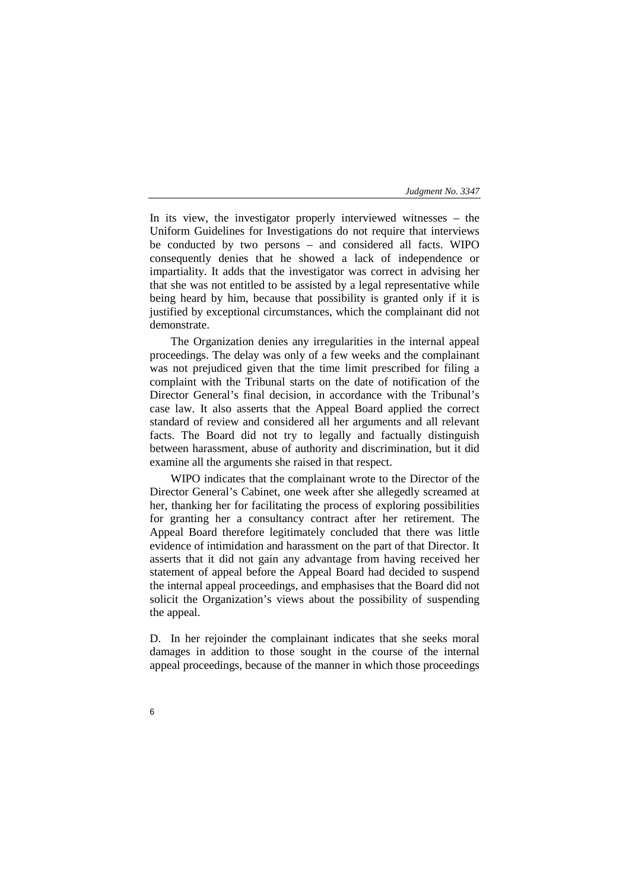In its view, the investigator properly interviewed witnesses – the Uniform Guidelines for Investigations do not require that interviews be conducted by two persons – and considered all facts. WIPO consequently denies that he showed a lack of independence or impartiality. It adds that the investigator was correct in advising her that she was not entitled to be assisted by a legal representative while being heard by him, because that possibility is granted only if it is justified by exceptional circumstances, which the complainant did not demonstrate.

The Organization denies any irregularities in the internal appeal proceedings. The delay was only of a few weeks and the complainant was not prejudiced given that the time limit prescribed for filing a complaint with the Tribunal starts on the date of notification of the Director General's final decision, in accordance with the Tribunal's case law. It also asserts that the Appeal Board applied the correct standard of review and considered all her arguments and all relevant facts. The Board did not try to legally and factually distinguish between harassment, abuse of authority and discrimination, but it did examine all the arguments she raised in that respect.

WIPO indicates that the complainant wrote to the Director of the Director General's Cabinet, one week after she allegedly screamed at her, thanking her for facilitating the process of exploring possibilities for granting her a consultancy contract after her retirement. The Appeal Board therefore legitimately concluded that there was little evidence of intimidation and harassment on the part of that Director. It asserts that it did not gain any advantage from having received her statement of appeal before the Appeal Board had decided to suspend the internal appeal proceedings, and emphasises that the Board did not solicit the Organization's views about the possibility of suspending the appeal.

D. In her rejoinder the complainant indicates that she seeks moral damages in addition to those sought in the course of the internal appeal proceedings, because of the manner in which those proceedings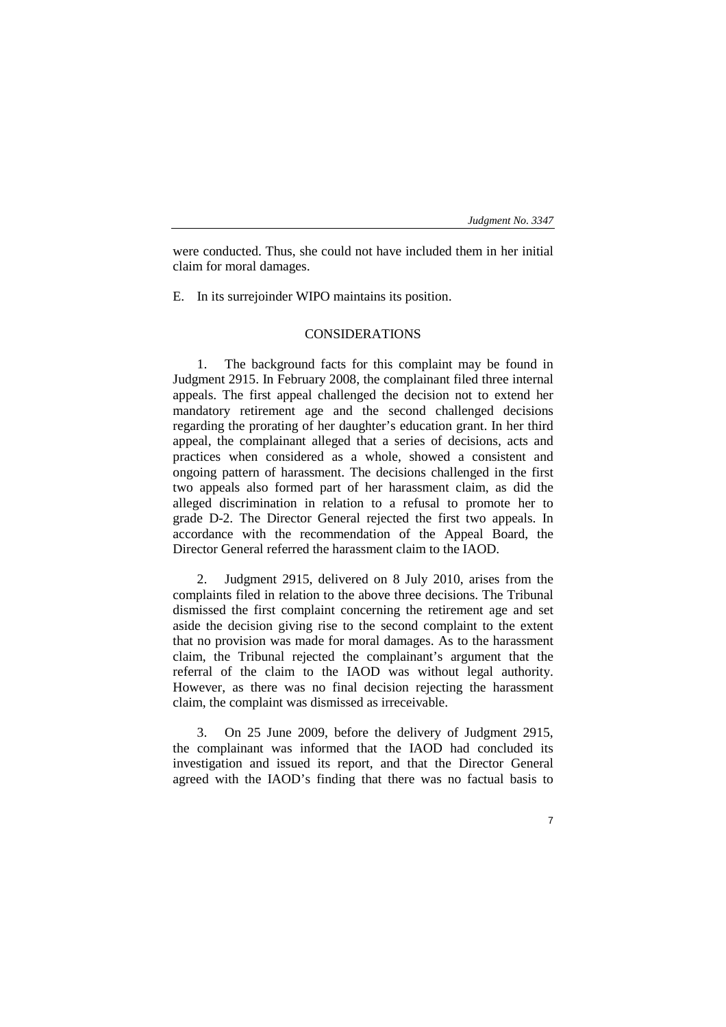were conducted. Thus, she could not have included them in her initial claim for moral damages.

E. In its surrejoinder WIPO maintains its position.

## CONSIDERATIONS

1. The background facts for this complaint may be found in Judgment 2915. In February 2008, the complainant filed three internal appeals. The first appeal challenged the decision not to extend her mandatory retirement age and the second challenged decisions regarding the prorating of her daughter's education grant. In her third appeal, the complainant alleged that a series of decisions, acts and practices when considered as a whole, showed a consistent and ongoing pattern of harassment. The decisions challenged in the first two appeals also formed part of her harassment claim, as did the alleged discrimination in relation to a refusal to promote her to grade D-2. The Director General rejected the first two appeals. In accordance with the recommendation of the Appeal Board, the Director General referred the harassment claim to the IAOD.

2. Judgment 2915, delivered on 8 July 2010, arises from the complaints filed in relation to the above three decisions. The Tribunal dismissed the first complaint concerning the retirement age and set aside the decision giving rise to the second complaint to the extent that no provision was made for moral damages. As to the harassment claim, the Tribunal rejected the complainant's argument that the referral of the claim to the IAOD was without legal authority. However, as there was no final decision rejecting the harassment claim, the complaint was dismissed as irreceivable.

3. On 25 June 2009, before the delivery of Judgment 2915, the complainant was informed that the IAOD had concluded its investigation and issued its report, and that the Director General agreed with the IAOD's finding that there was no factual basis to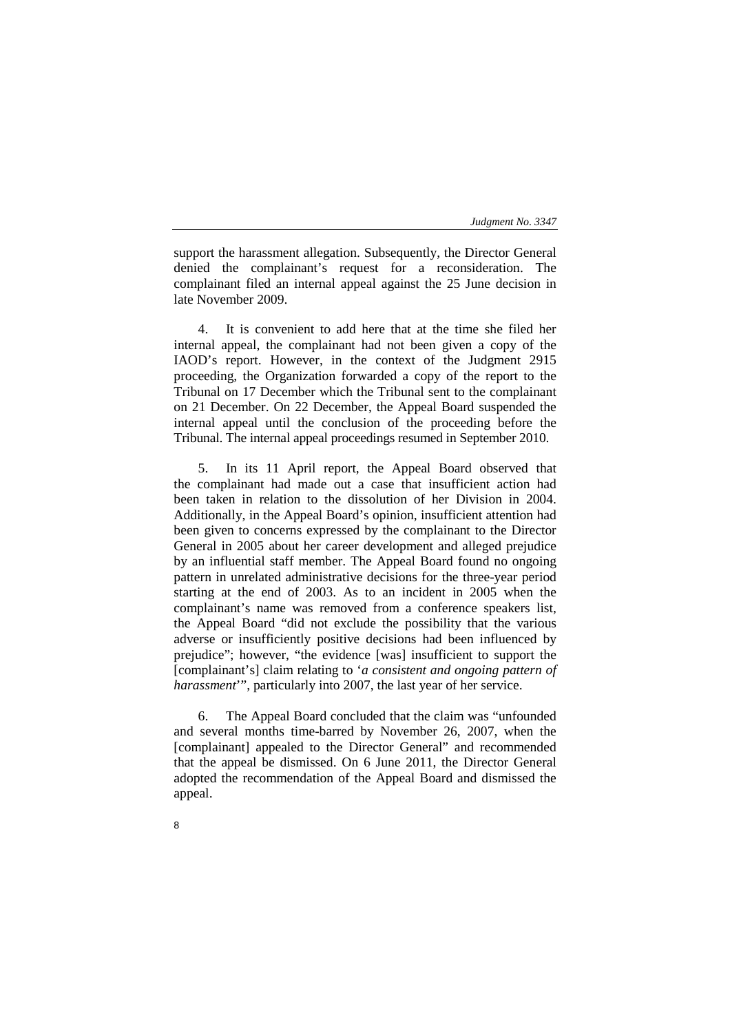support the harassment allegation. Subsequently, the Director General denied the complainant's request for a reconsideration. The complainant filed an internal appeal against the 25 June decision in late November 2009.

4. It is convenient to add here that at the time she filed her internal appeal, the complainant had not been given a copy of the IAOD's report. However, in the context of the Judgment 2915 proceeding, the Organization forwarded a copy of the report to the Tribunal on 17 December which the Tribunal sent to the complainant on 21 December. On 22 December, the Appeal Board suspended the internal appeal until the conclusion of the proceeding before the Tribunal. The internal appeal proceedings resumed in September 2010.

5. In its 11 April report, the Appeal Board observed that the complainant had made out a case that insufficient action had been taken in relation to the dissolution of her Division in 2004. Additionally, in the Appeal Board's opinion, insufficient attention had been given to concerns expressed by the complainant to the Director General in 2005 about her career development and alleged prejudice by an influential staff member. The Appeal Board found no ongoing pattern in unrelated administrative decisions for the three-year period starting at the end of 2003. As to an incident in 2005 when the complainant's name was removed from a conference speakers list, the Appeal Board "did not exclude the possibility that the various adverse or insufficiently positive decisions had been influenced by prejudice"; however, "the evidence [was] insufficient to support the [complainant's] claim relating to '*a consistent and ongoing pattern of harassment*'", particularly into 2007, the last year of her service.

6. The Appeal Board concluded that the claim was "unfounded and several months time-barred by November 26, 2007, when the [complainant] appealed to the Director General" and recommended that the appeal be dismissed. On 6 June 2011, the Director General adopted the recommendation of the Appeal Board and dismissed the appeal.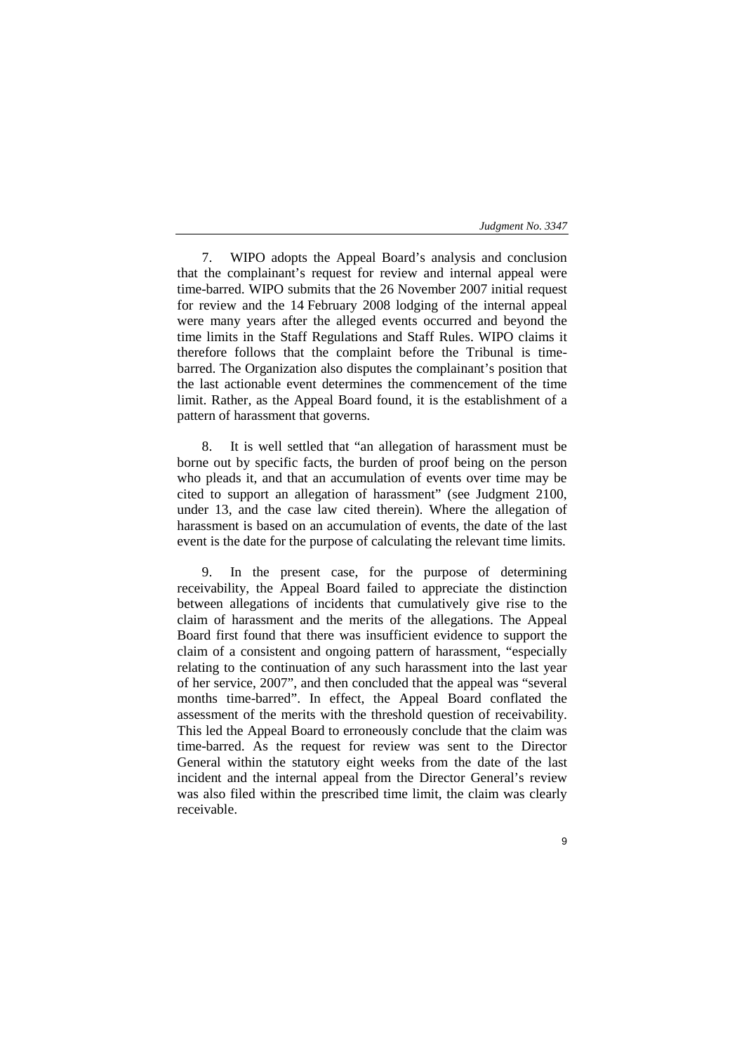7. WIPO adopts the Appeal Board's analysis and conclusion that the complainant's request for review and internal appeal were time-barred. WIPO submits that the 26 November 2007 initial request for review and the 14 February 2008 lodging of the internal appeal were many years after the alleged events occurred and beyond the time limits in the Staff Regulations and Staff Rules. WIPO claims it therefore follows that the complaint before the Tribunal is time-barred. The Organization also disputes the complainant's position that the last actionable event determines the commencement of the time limit. Rather, as the Appeal Board found, it is the establishment of a pattern of harassment that governs.

8. It is well settled that "an allegation of harassment must be borne out by specific facts, the burden of proof being on the person who pleads it, and that an accumulation of events over time may be cited to support an allegation of harassment" (see Judgment 2100, under 13, and the case law cited therein). Where the allegation of harassment is based on an accumulation of events, the date of the last event is the date for the purpose of calculating the relevant time limits.

9. In the present case, for the purpose of determining receivability, the Appeal Board failed to appreciate the distinction between allegations of incidents that cumulatively give rise to the claim of harassment and the merits of the allegations. The Appeal Board first found that there was insufficient evidence to support the claim of a consistent and ongoing pattern of harassment, "especially relating to the continuation of any such harassment into the last year of her service, 2007", and then concluded that the appeal was "several months time-barred". In effect, the Appeal Board conflated the assessment of the merits with the threshold question of receivability. This led the Appeal Board to erroneously conclude that the claim was time-barred. As the request for review was sent to the Director General within the statutory eight weeks from the date of the last incident and the internal appeal from the Director General's review was also filed within the prescribed time limit, the claim was clearly receivable.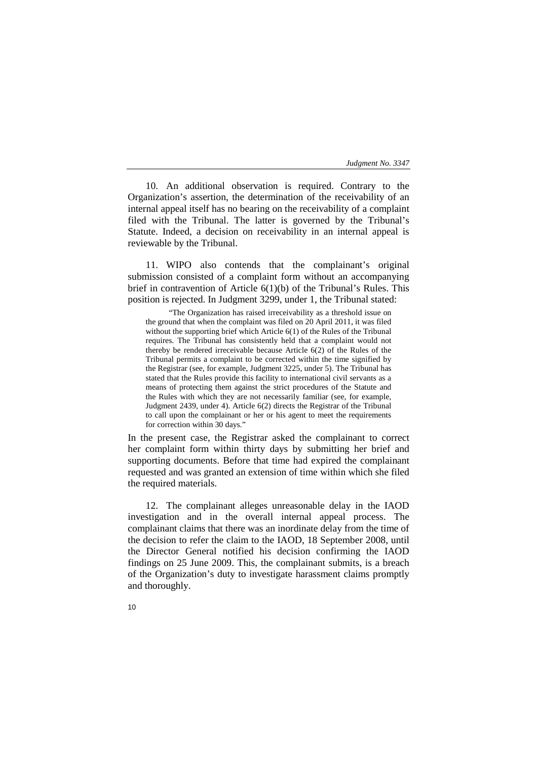10. An additional observation is required. Contrary to the Organization's assertion, the determination of the receivability of an internal appeal itself has no bearing on the receivability of a complaint filed with the Tribunal. The latter is governed by the Tribunal's Statute. Indeed, a decision on receivability in an internal appeal is reviewable by the Tribunal.

11. WIPO also contends that the complainant's original submission consisted of a complaint form without an accompanying brief in contravention of Article 6(1)(b) of the Tribunal's Rules. This position is rejected. In Judgment 3299, under 1, the Tribunal stated:

> "The Organization has raised irreceivability as a threshold issue on the ground that when the complaint was filed on 20 April 2011, it was filed without the supporting brief which Article 6(1) of the Rules of the Tribunal requires. The Tribunal has consistently held that a complaint would not thereby be rendered irreceivable because Article 6(2) of the Rules of the Tribunal permits a complaint to be corrected within the time signified by the Registrar (see, for example, Judgment 3225, under 5). The Tribunal has stated that the Rules provide this facility to international civil servants as a means of protecting them against the strict procedures of the Statute and the Rules with which they are not necessarily familiar (see, for example, Judgment 2439, under 4). Article 6(2) directs the Registrar of the Tribunal to call upon the complainant or her or his agent to meet the requirements for correction within 30 days."

In the present case, the Registrar asked the complainant to correct her complaint form within thirty days by submitting her brief and supporting documents. Before that time had expired the complainant requested and was granted an extension of time within which she filed the required materials.

12. The complainant alleges unreasonable delay in the IAOD investigation and in the overall internal appeal process. The complainant claims that there was an inordinate delay from the time of the decision to refer the claim to the IAOD, 18 September 2008, until the Director General notified his decision confirming the IAOD findings on 25 June 2009. This, the complainant submits, is a breach of the Organization's duty to investigate harassment claims promptly and thoroughly.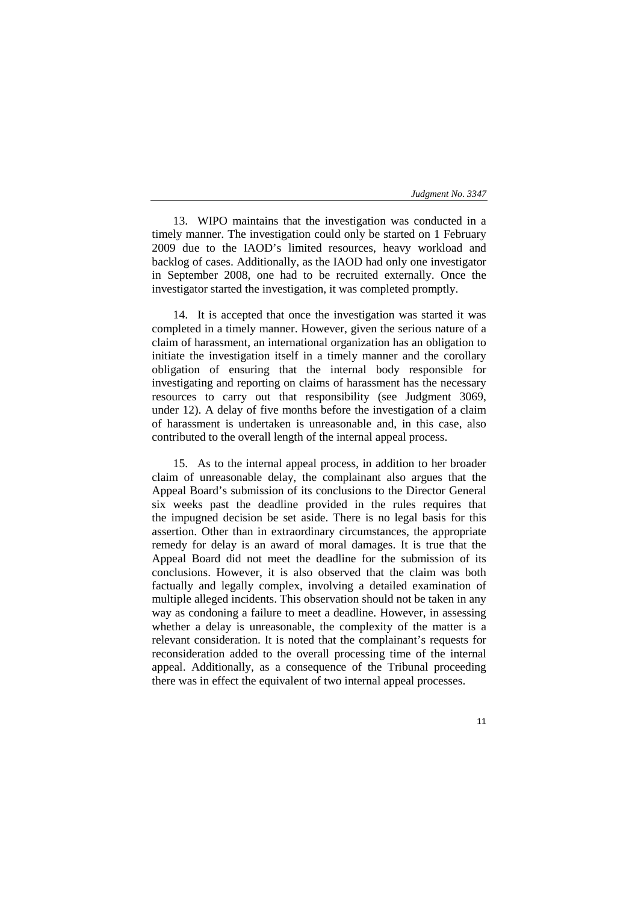13. WIPO maintains that the investigation was conducted in a timely manner. The investigation could only be started on 1 February 2009 due to the IAOD's limited resources, heavy workload and backlog of cases. Additionally, as the IAOD had only one investigator in September 2008, one had to be recruited externally. Once the investigator started the investigation, it was completed promptly.

14. It is accepted that once the investigation was started it was completed in a timely manner. However, given the serious nature of a claim of harassment, an international organization has an obligation to initiate the investigation itself in a timely manner and the corollary obligation of ensuring that the internal body responsible for investigating and reporting on claims of harassment has the necessary resources to carry out that responsibility (see Judgment 3069, under 12). A delay of five months before the investigation of a claim of harassment is undertaken is unreasonable and, in this case, also contributed to the overall length of the internal appeal process.

15. As to the internal appeal process, in addition to her broader claim of unreasonable delay, the complainant also argues that the Appeal Board's submission of its conclusions to the Director General six weeks past the deadline provided in the rules requires that the impugned decision be set aside. There is no legal basis for this assertion. Other than in extraordinary circumstances, the appropriate remedy for delay is an award of moral damages. It is true that the Appeal Board did not meet the deadline for the submission of its conclusions. However, it is also observed that the claim was both factually and legally complex, involving a detailed examination of multiple alleged incidents. This observation should not be taken in any way as condoning a failure to meet a deadline. However, in assessing whether a delay is unreasonable, the complexity of the matter is a relevant consideration. It is noted that the complainant's requests for reconsideration added to the overall processing time of the internal appeal. Additionally, as a consequence of the Tribunal proceeding there was in effect the equivalent of two internal appeal processes.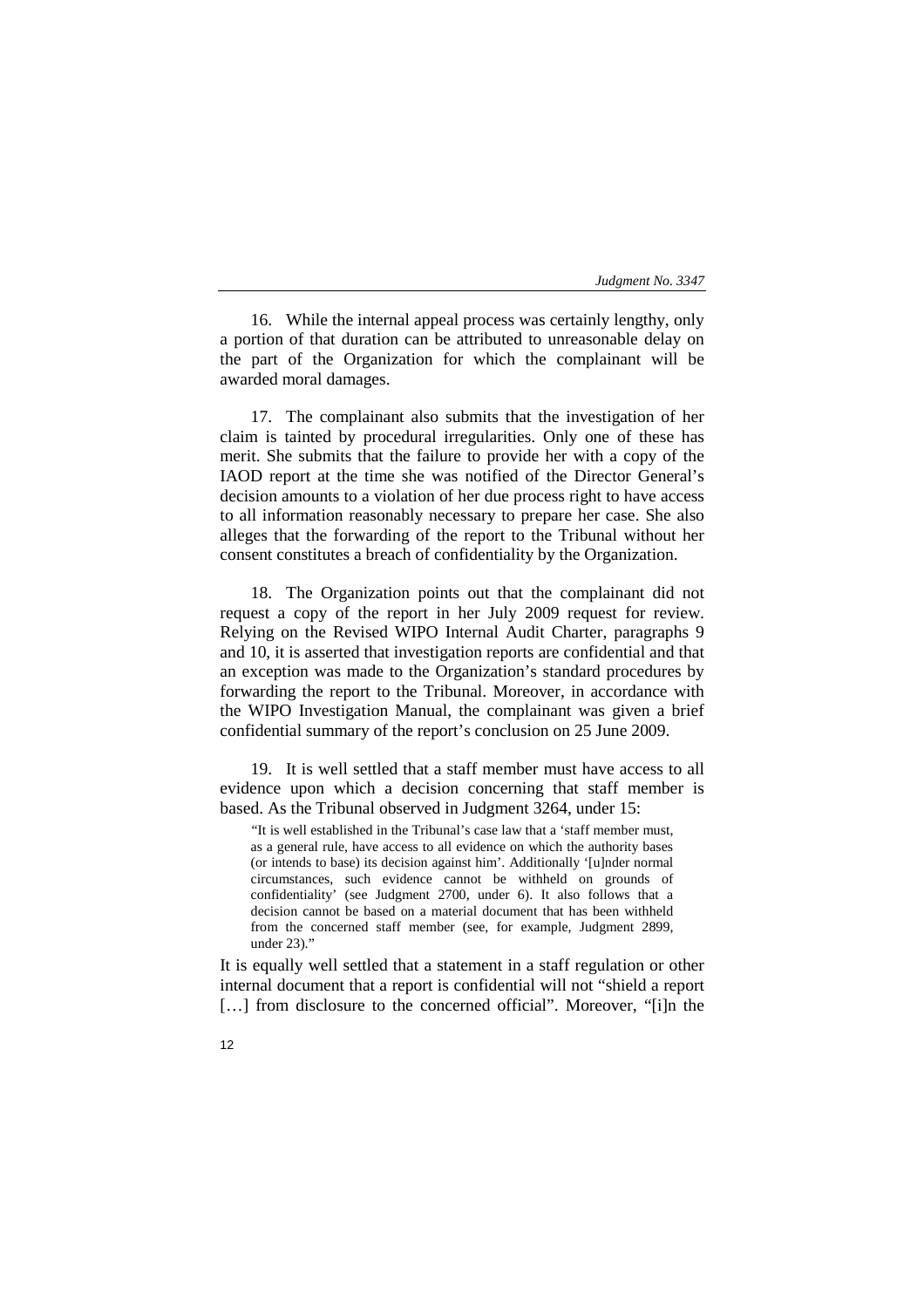16. While the internal appeal process was certainly lengthy, only a portion of that duration can be attributed to unreasonable delay on the part of the Organization for which the complainant will be awarded moral damages.

17. The complainant also submits that the investigation of her claim is tainted by procedural irregularities. Only one of these has merit. She submits that the failure to provide her with a copy of the IAOD report at the time she was notified of the Director General's decision amounts to a violation of her due process right to have access to all information reasonably necessary to prepare her case. She also alleges that the forwarding of the report to the Tribunal without her consent constitutes a breach of confidentiality by the Organization.

18. The Organization points out that the complainant did not request a copy of the report in her July 2009 request for review. Relying on the Revised WIPO Internal Audit Charter, paragraphs 9 and 10, it is asserted that investigation reports are confidential and that an exception was made to the Organization's standard procedures by forwarding the report to the Tribunal. Moreover, in accordance with the WIPO Investigation Manual, the complainant was given a brief confidential summary of the report's conclusion on 25 June 2009.

19. It is well settled that a staff member must have access to all evidence upon which a decision concerning that staff member is based. As the Tribunal observed in Judgment 3264, under 15:

> "It is well established in the Tribunal's case law that a 'staff member must, as a general rule, have access to all evidence on which the authority bases (or intends to base) its decision against him'. Additionally '[u]nder normal circumstances, such evidence cannot be withheld on grounds of confidentiality' (see Judgment 2700, under 6). It also follows that a decision cannot be based on a material document that has been withheld from the concerned staff member (see, for example, Judgment 2899, under 23)."

It is equally well settled that a statement in a staff regulation or other internal document that a report is confidential will not "shield a report […] from disclosure to the concerned official". Moreover, "[i]n the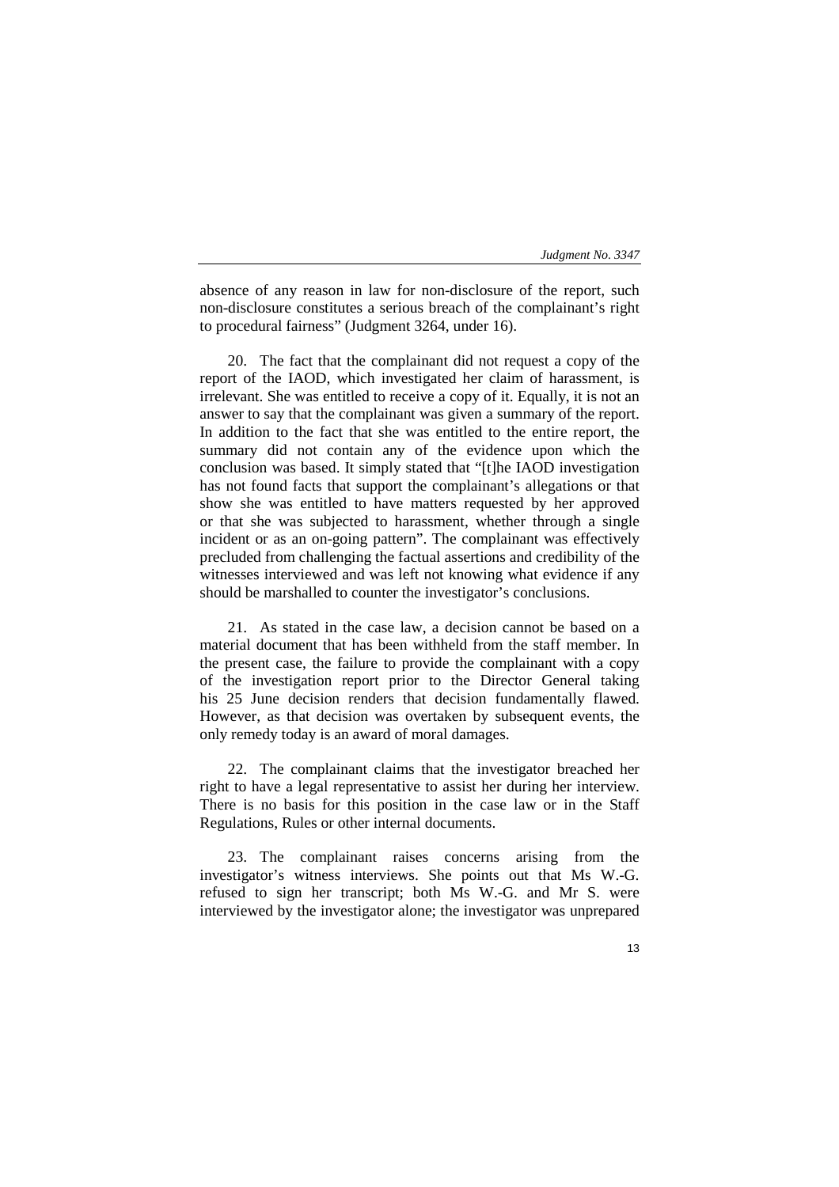absence of any reason in law for non-disclosure of the report, such non-disclosure constitutes a serious breach of the complainant's right to procedural fairness" (Judgment 3264, under 16).

20. The fact that the complainant did not request a copy of the report of the IAOD, which investigated her claim of harassment, is irrelevant. She was entitled to receive a copy of it. Equally, it is not an answer to say that the complainant was given a summary of the report. In addition to the fact that she was entitled to the entire report, the summary did not contain any of the evidence upon which the conclusion was based. It simply stated that "[t]he IAOD investigation has not found facts that support the complainant's allegations or that show she was entitled to have matters requested by her approved or that she was subjected to harassment, whether through a single incident or as an on-going pattern". The complainant was effectively precluded from challenging the factual assertions and credibility of the witnesses interviewed and was left not knowing what evidence if any should be marshalled to counter the investigator's conclusions.

21. As stated in the case law, a decision cannot be based on a material document that has been withheld from the staff member. In the present case, the failure to provide the complainant with a copy of the investigation report prior to the Director General taking his 25 June decision renders that decision fundamentally flawed. However, as that decision was overtaken by subsequent events, the only remedy today is an award of moral damages.

22. The complainant claims that the investigator breached her right to have a legal representative to assist her during her interview. There is no basis for this position in the case law or in the Staff Regulations, Rules or other internal documents.

23. The complainant raises concerns arising from the investigator's witness interviews. She points out that Ms W.-G. refused to sign her transcript; both Ms W.-G. and Mr S. were interviewed by the investigator alone; the investigator was unprepared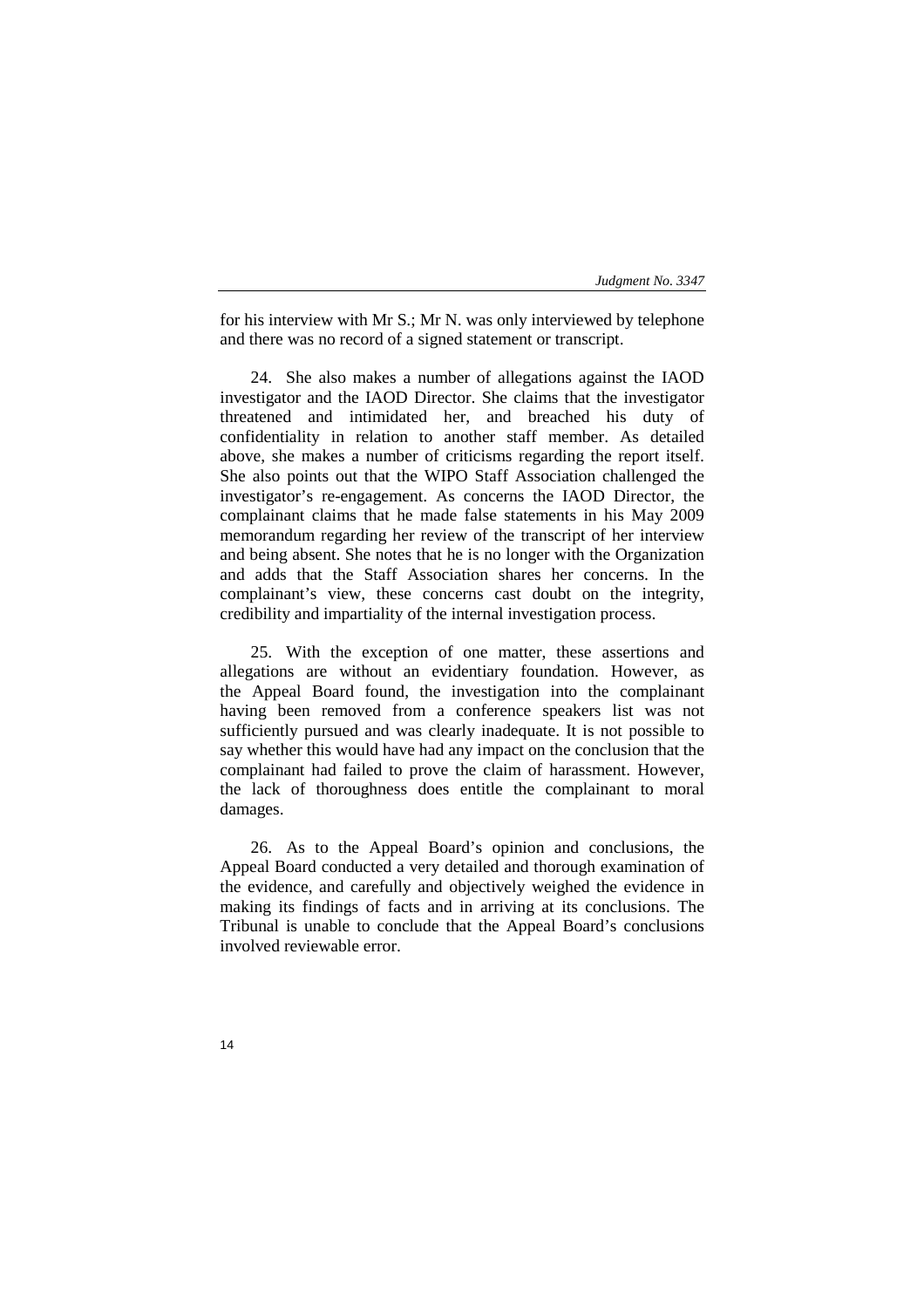for his interview with Mr S.; Mr N. was only interviewed by telephone and there was no record of a signed statement or transcript.

24. She also makes a number of allegations against the IAOD investigator and the IAOD Director. She claims that the investigator threatened and intimidated her, and breached his duty of confidentiality in relation to another staff member. As detailed above, she makes a number of criticisms regarding the report itself. She also points out that the WIPO Staff Association challenged the investigator's re-engagement. As concerns the IAOD Director, the complainant claims that he made false statements in his May 2009 memorandum regarding her review of the transcript of her interview and being absent. She notes that he is no longer with the Organization and adds that the Staff Association shares her concerns. In the complainant's view, these concerns cast doubt on the integrity, credibility and impartiality of the internal investigation process.

25. With the exception of one matter, these assertions and allegations are without an evidentiary foundation. However, as the Appeal Board found, the investigation into the complainant having been removed from a conference speakers list was not sufficiently pursued and was clearly inadequate. It is not possible to say whether this would have had any impact on the conclusion that the complainant had failed to prove the claim of harassment. However, the lack of thoroughness does entitle the complainant to moral damages.

26. As to the Appeal Board's opinion and conclusions, the Appeal Board conducted a very detailed and thorough examination of the evidence, and carefully and objectively weighed the evidence in making its findings of facts and in arriving at its conclusions. The Tribunal is unable to conclude that the Appeal Board's conclusions involved reviewable error.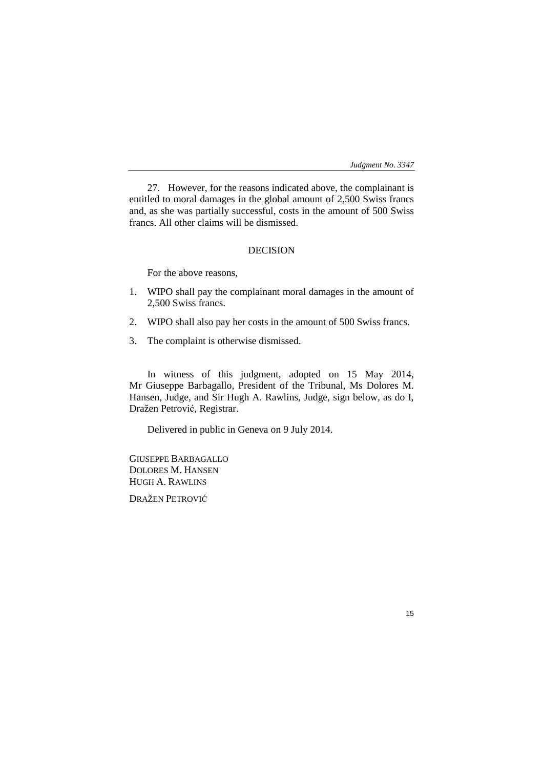27. However, for the reasons indicated above, the complainant is entitled to moral damages in the global amount of 2,500 Swiss francs and, as she was partially successful, costs in the amount of 500 Swiss francs. All other claims will be dismissed.

## DECISION

For the above reasons,

1. WIPO shall pay the complainant moral damages in the amount of 2,500 Swiss francs.
2. WIPO shall also pay her costs in the amount of 500 Swiss francs.
3. The complaint is otherwise dismissed.

In witness of this judgment, adopted on 15 May 2014, Mr Giuseppe Barbagallo, President of the Tribunal, Ms Dolores M. Hansen, Judge, and Sir Hugh A. Rawlins, Judge, sign below, as do I, Dražen Petrović, Registrar.

Delivered in public in Geneva on 9 July 2014.

GIUSEPPE BARBAGALLO
DOLORES M. HANSEN
HUGH A. RAWLINS

DRAŽEN PETROVIĆ